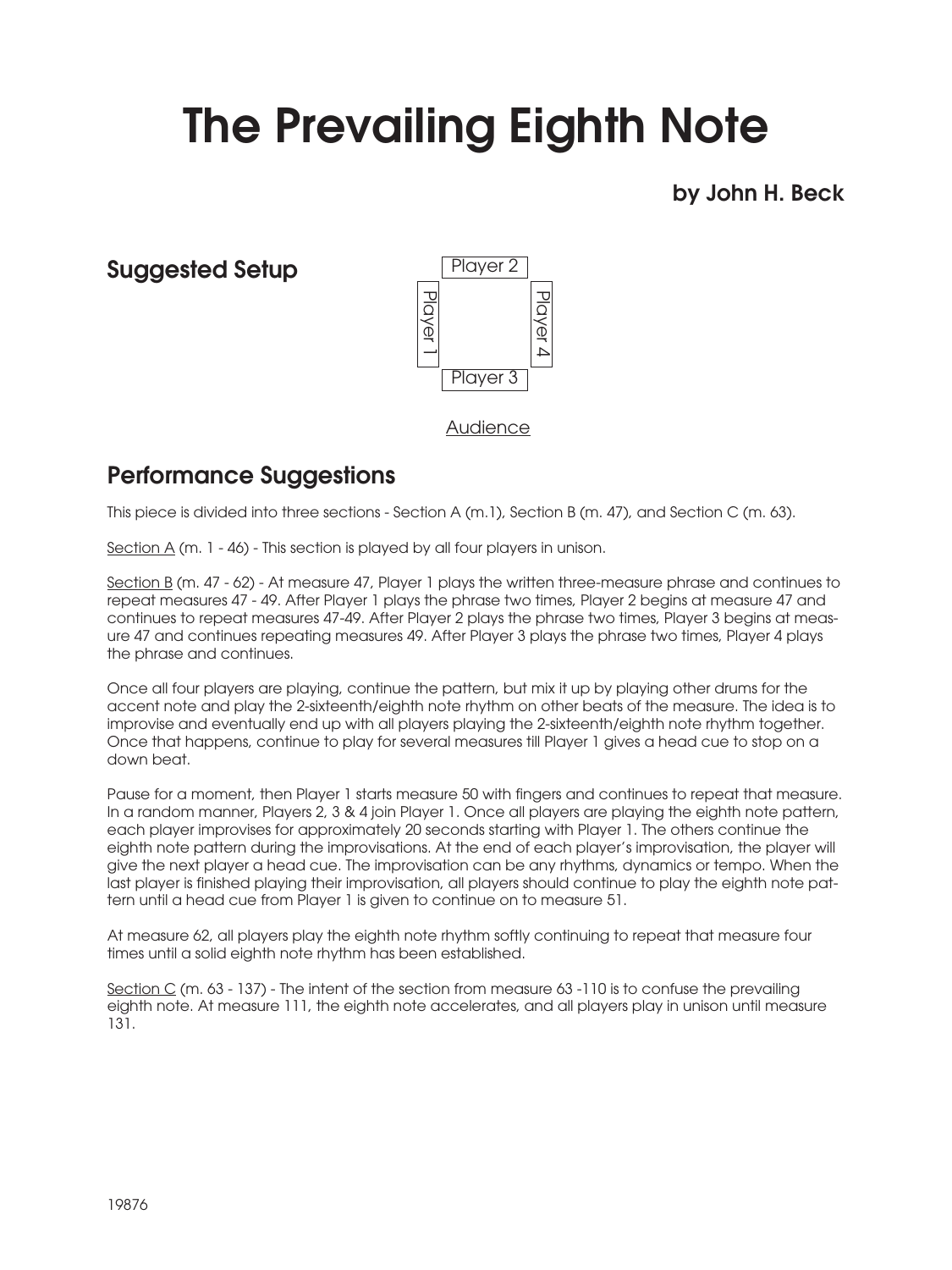# The Prevailing Eighth Note

**by John H. Beck**

## Suggested Setup

Player 2

Player 1 Player 4

Player 3

Audience

## Performance Suggestions

This piece is divided into three sections - Section A (m.1), Section B (m. 47), and Section C (m. 63).

Section A (m. 1 - 46) - This section is played by all four players in unison.

Section B (m. 47 - 62) - At measure 47, Player 1 plays the written three-measure phrase and continues to repeat measures 47 - 49. After Player 1 plays the phrase two times, Player 2 begins at measure 47 and continues to repeat measures 47-49. After Player 2 plays the phrase two times, Player 3 begins at measure 47 and continues repeating measures 49. After Player 3 plays the phrase two times, Player 4 plays the phrase and continues.

Once all four players are playing, continue the pattern, but mix it up by playing other drums for the accent note and play the 2-sixteenth/eighth note rhythm on other beats of the measure. The idea is to improvise and eventually end up with all players playing the 2-sixteenth/eighth note rhythm together. Once that happens, continue to play for several measures till Player 1 gives a head cue to stop on a down beat.

Pause for a moment, then Player 1 starts measure 50 with fingers and continues to repeat that measure. In a random manner, Players 2, 3 & 4 join Player 1. Once all players are playing the eighth note pattern, each player improvises for approximately 20 seconds starting with Player 1. The others continue the eighth note pattern during the improvisations. At the end of each player's improvisation, the player will give the next player a head cue. The improvisation can be any rhythms, dynamics or tempo. When the last player is finished playing their improvisation, all players should continue to play the eighth note pattern until a head cue from Player 1 is given to continue on to measure 51.

At measure 62, all players play the eighth note rhythm softly continuing to repeat that measure four times until a solid eighth note rhythm has been established.

Section C (m. 63 - 137) - The intent of the section from measure 63 -110 is to confuse the prevailing eighth note. At measure 111, the eighth note accelerates, and all players play in unison until measure 131.

19876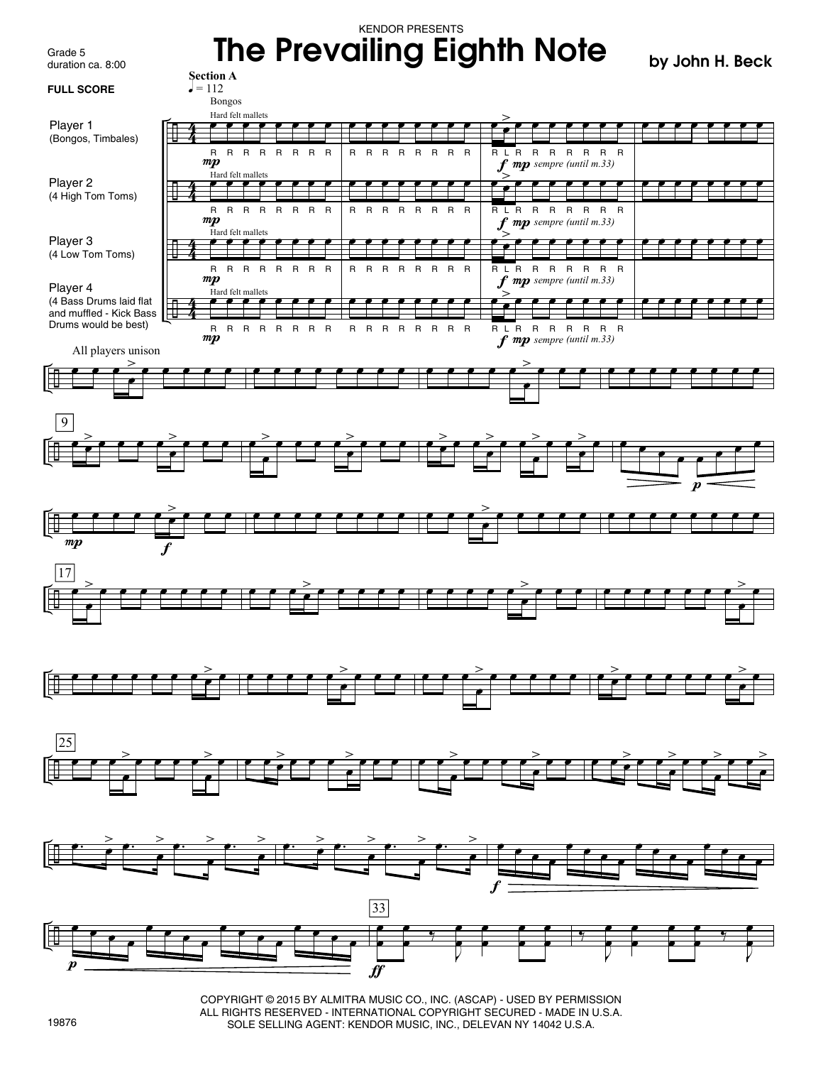KENDOR PRESENTS

# The Prevailing Eighth Note

by John H. Beck

Grade 5
duration ca. 8:00

**FULL SCORE**

**Section A**
♩ = 112

Player 1 (Bongos, Timbales) — Bongos, Hard felt mallets

Player 2 (4 High Tom Toms) — Hard felt mallets

Player 3 (4 Low Tom Toms) — Hard felt mallets

Player 4 (4 Bass Drums laid flat and muffled - Kick Bass Drums would be best) — Hard felt mallets

*mp* R R R R R R R R | R R R R R R R R | R L R R R R R R R *f mp sempre (until m.33)*

All players unison

9

17

25

33

COPYRIGHT © 2015 BY ALMITRA MUSIC CO., INC. (ASCAP) - USED BY PERMISSION
ALL RIGHTS RESERVED - INTERNATIONAL COPYRIGHT SECURED - MADE IN U.S.A.
SOLE SELLING AGENT: KENDOR MUSIC, INC., DELEVAN NY 14042 U.S.A.

19876